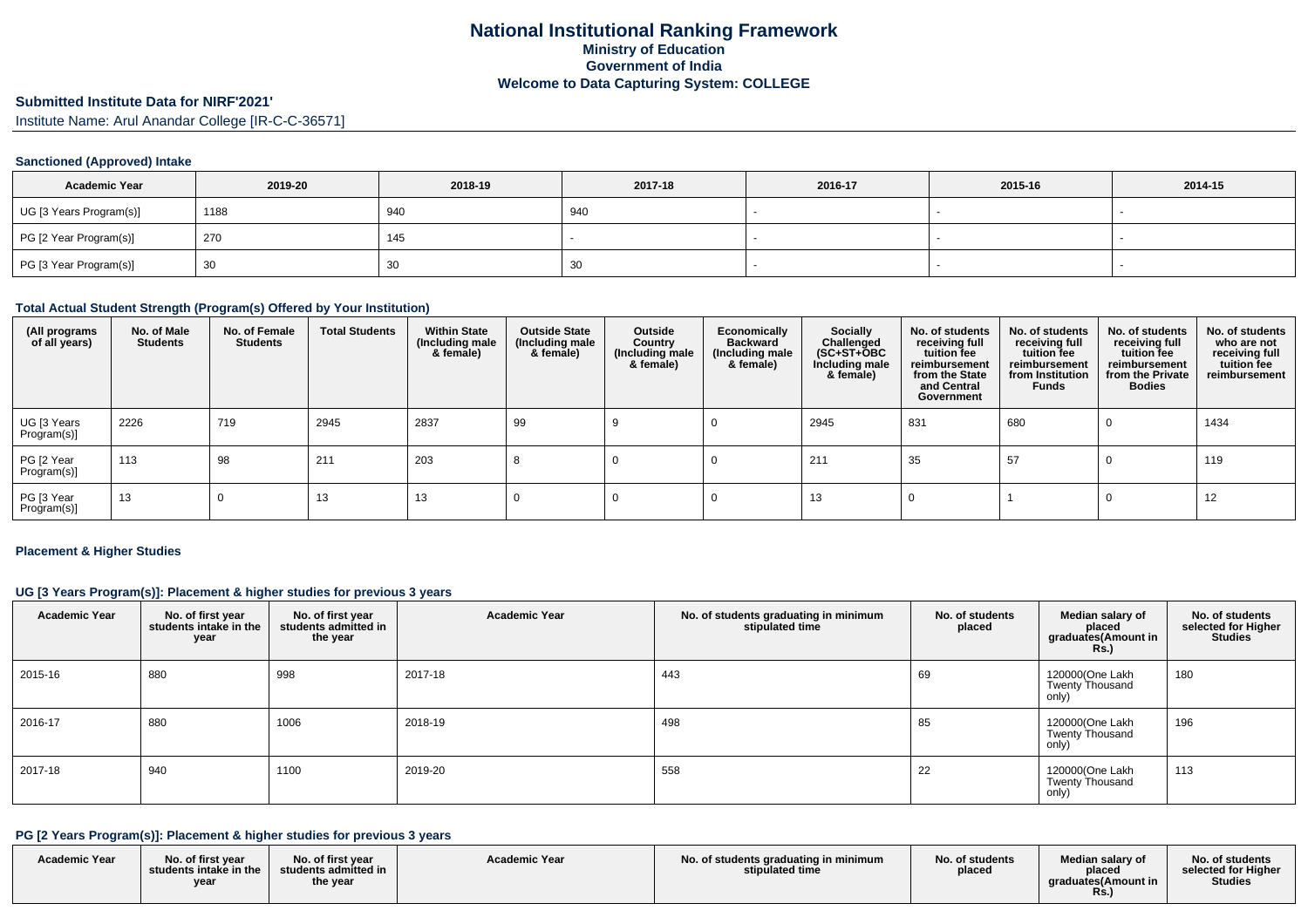# National Institutional Ranking Framework
## Ministry of Education
## Government of India
## Welcome to Data Capturing System: COLLEGE

### Submitted Institute Data for NIRF'2021'

Institute Name: Arul Anandar College [IR-C-C-36571]

#### Sanctioned (Approved) Intake

| Academic Year | 2019-20 | 2018-19 | 2017-18 | 2016-17 | 2015-16 | 2014-15 |
|---|---|---|---|---|---|---|
| UG [3 Years Program(s)] | 1188 | 940 | 940 | - | - | - |
| PG [2 Year Program(s)] | 270 | 145 | - | - | - | - |
| PG [3 Year Program(s)] | 30 | 30 | 30 | - | - | - |

#### Total Actual Student Strength (Program(s) Offered by Your Institution)

| (All programs of all years) | No. of Male Students | No. of Female Students | Total Students | Within State (Including male & female) | Outside State (Including male & female) | Outside Country (Including male & female) | Economically Backward (Including male & female) | Socially Challenged (SC+ST+OBC Including male & female) | No. of students receiving full tuition fee reimbursement from the State and Central Government | No. of students receiving full tuition fee reimbursement from Institution Funds | No. of students receiving full tuition fee reimbursement from the Private Bodies | No. of students who are not receiving full tuition fee reimbursement |
|---|---|---|---|---|---|---|---|---|---|---|---|---|
| UG [3 Years Program(s)] | 2226 | 719 | 2945 | 2837 | 99 | 9 | 0 | 2945 | 831 | 680 | 0 | 1434 |
| PG [2 Year Program(s)] | 113 | 98 | 211 | 203 | 8 | 0 | 0 | 211 | 35 | 57 | 0 | 119 |
| PG [3 Year Program(s)] | 13 | 0 | 13 | 13 | 0 | 0 | 0 | 13 | 0 | 1 | 0 | 12 |

#### Placement & Higher Studies

#### UG [3 Years Program(s)]: Placement & higher studies for previous 3 years

| Academic Year | No. of first year students intake in the year | No. of first year students admitted in the year | Academic Year | No. of students graduating in minimum stipulated time | No. of students placed | Median salary of placed graduates(Amount in Rs.) | No. of students selected for Higher Studies |
|---|---|---|---|---|---|---|---|
| 2015-16 | 880 | 998 | 2017-18 | 443 | 69 | 120000(One Lakh Twenty Thousand only) | 180 |
| 2016-17 | 880 | 1006 | 2018-19 | 498 | 85 | 120000(One Lakh Twenty Thousand only) | 196 |
| 2017-18 | 940 | 1100 | 2019-20 | 558 | 22 | 120000(One Lakh Twenty Thousand only) | 113 |

#### PG [2 Years Program(s)]: Placement & higher studies for previous 3 years

| Academic Year | No. of first year students intake in the year | No. of first year students admitted in the year | Academic Year | No. of students graduating in minimum stipulated time | No. of students placed | Median salary of placed graduates(Amount in Rs.) | No. of students selected for Higher Studies |
|---|---|---|---|---|---|---|---|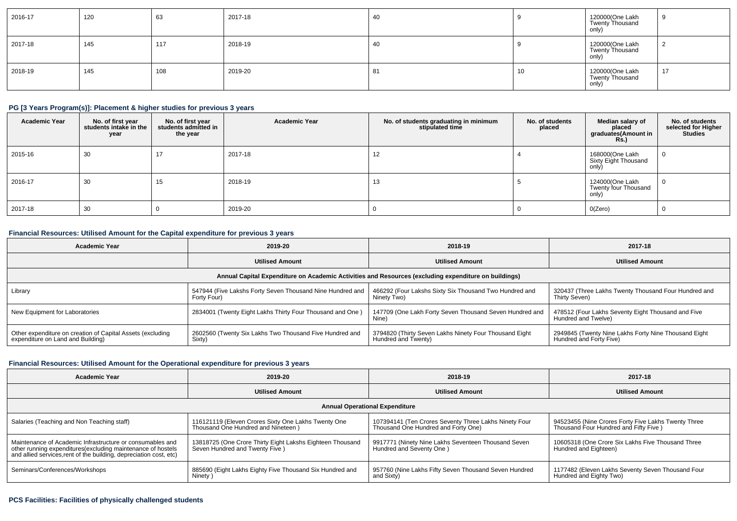| 2016-17 | 120 | 63 | 2017-18 | 40 | 9 | 120000(One Lakh Twenty Thousand only) | 9 |
|---|---|---|---|---|---|---|---|
| 2017-18 | 145 | 117 | 2018-19 | 40 | 9 | 120000(One Lakh Twenty Thousand only) | 2 |
| 2018-19 | 145 | 108 | 2019-20 | 81 | 10 | 120000(One Lakh Twenty Thousand only) | 17 |

### PG [3 Years Program(s)]: Placement & higher studies for previous 3 years

| Academic Year | No. of first year students intake in the year | No. of first year students admitted in the year | Academic Year | No. of students graduating in minimum stipulated time | No. of students placed | Median salary of placed graduates(Amount in Rs.) | No. of students selected for Higher Studies |
|---|---|---|---|---|---|---|---|
| 2015-16 | 30 | 17 | 2017-18 | 12 | 4 | 168000(One Lakh Sixty Eight Thousand only) | 0 |
| 2016-17 | 30 | 15 | 2018-19 | 13 | 5 | 124000(One Lakh Twenty four Thousand only) | 0 |
| 2017-18 | 30 | 0 | 2019-20 | 0 | 0 | 0(Zero) | 0 |

### Financial Resources: Utilised Amount for the Capital expenditure for previous 3 years

| Academic Year | 2019-20 | 2018-19 | 2017-18 |
|---|---|---|---|
| | Utilised Amount | Utilised Amount | Utilised Amount |
| Annual Capital Expenditure on Academic Activities and Resources (excluding expenditure on buildings) | | | |
| Library | 547944 (Five Lakshs Forty Seven Thousand Nine Hundred and Forty Four) | 466292 (Four Lakshs Sixty Six Thousand Two Hundred and Ninety Two) | 320437 (Three Lakhs Twenty Thousand Four Hundred and Thirty Seven) |
| New Equipment for Laboratories | 2834001 (Twenty Eight Lakhs Thirty Four Thousand and One ) | 147709 (One Lakh Forty Seven Thousand Seven Hundred and Nine) | 478512 (Four Lakhs Seventy Eight Thousand and Five Hundred and Twelve) |
| Other expenditure on creation of Capital Assets (excluding expenditure on Land and Building) | 2602560 (Twenty Six Lakhs Two Thousand Five Hundred and Sixty) | 3794820 (Thirty Seven Lakhs Ninety Four Thousand Eight Hundred and Twenty) | 2949845 (Twenty Nine Lakhs Forty Nine Thousand Eight Hundred and Forty Five) |

### Financial Resources: Utilised Amount for the Operational expenditure for previous 3 years

| Academic Year | 2019-20 | 2018-19 | 2017-18 |
|---|---|---|---|
| | Utilised Amount | Utilised Amount | Utilised Amount |
| Annual Operational Expenditure | | | |
| Salaries (Teaching and Non Teaching staff) | 116121119 (Eleven Crores Sixty One Lakhs Twenty One Thousand One Hundred and Nineteen ) | 107394141 (Ten Crores Seventy Three Lakhs Ninety Four Thousand One Hundred and Forty One) | 94523455 (Nine Crores Forty Five Lakhs Twenty Three Thousand Four Hundred and Fifty Five ) |
| Maintenance of Academic Infrastructure or consumables and other running expenditures(excluding maintenance of hostels and allied services,rent of the building, depreciation cost, etc) | 13818725 (One Crore Thirty Eight Lakshs Eighteen Thousand Seven Hundred and Twenty Five ) | 9917771 (Ninety Nine Lakhs Seventeen Thousand Seven Hundred and Seventy One ) | 10605318 (One Crore Six Lakhs Five Thousand Three Hundred and Eighteen) |
| Seminars/Conferences/Workshops | 885690 (Eight Lakhs Eighty Five Thousand Six Hundred and Ninety ) | 957760 (Nine Lakhs Fifty Seven Thousand Seven Hundred and Sixty) | 1177482 (Eleven Lakhs Seventy Seven Thousand Four Hundred and Eighty Two) |

### PCS Facilities: Facilities of physically challenged students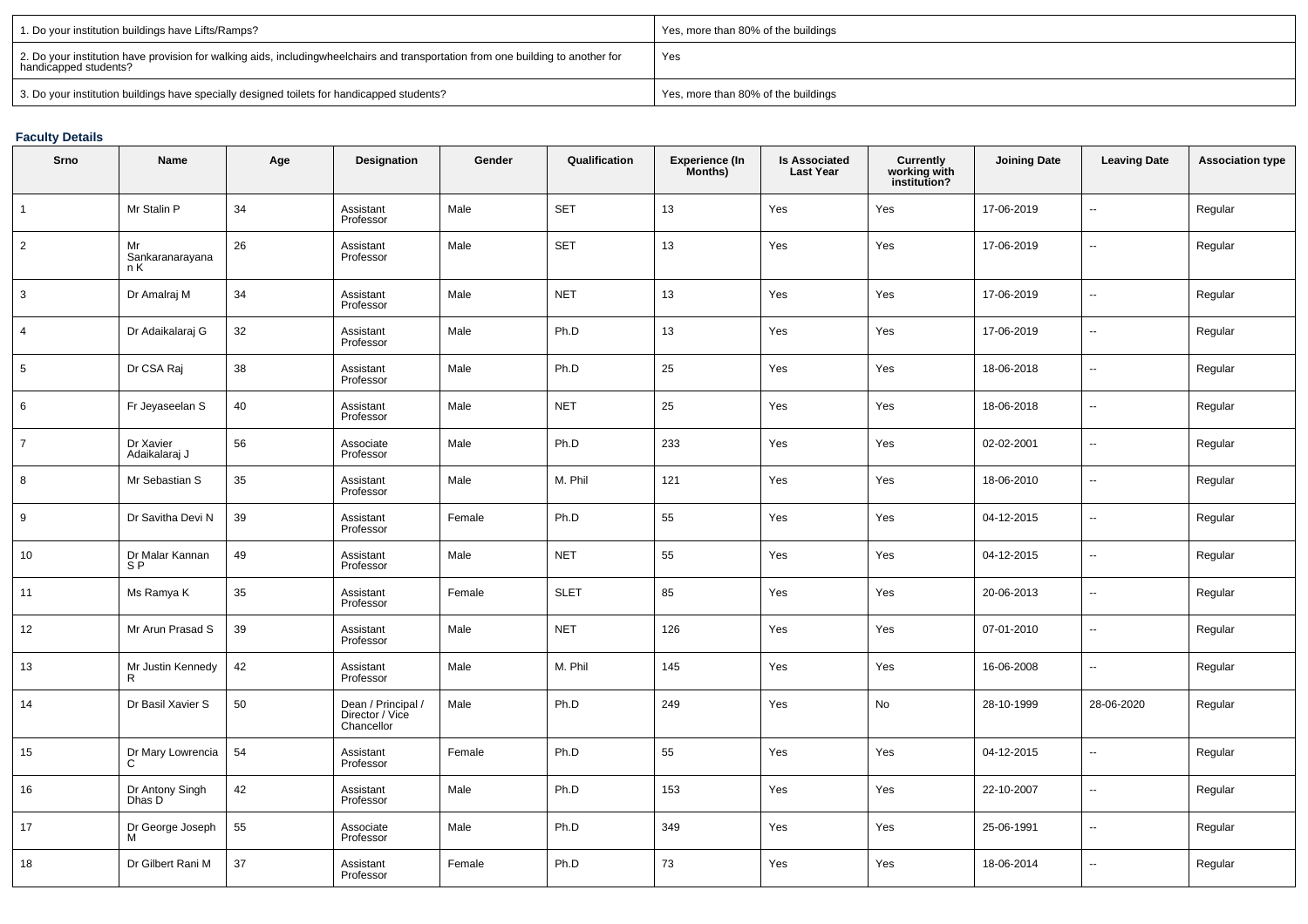| | |
|---|---|
| 1. Do your institution buildings have Lifts/Ramps? | Yes, more than 80% of the buildings |
| 2. Do your institution have provision for walking aids, includingwheelchairs and transportation from one building to another for handicapped students? | Yes |
| 3. Do your institution buildings have specially designed toilets for handicapped students? | Yes, more than 80% of the buildings |

### Faculty Details

| Srno | Name | Age | Designation | Gender | Qualification | Experience (In Months) | Is Associated Last Year | Currently working with institution? | Joining Date | Leaving Date | Association type |
|---|---|---|---|---|---|---|---|---|---|---|---|
| 1 | Mr Stalin P | 34 | Assistant Professor | Male | SET | 13 | Yes | Yes | 17-06-2019 | -- | Regular |
| 2 | Mr Sankaranarayanan K | 26 | Assistant Professor | Male | SET | 13 | Yes | Yes | 17-06-2019 | -- | Regular |
| 3 | Dr Amalraj M | 34 | Assistant Professor | Male | NET | 13 | Yes | Yes | 17-06-2019 | -- | Regular |
| 4 | Dr Adaikalaraj G | 32 | Assistant Professor | Male | Ph.D | 13 | Yes | Yes | 17-06-2019 | -- | Regular |
| 5 | Dr CSA Raj | 38 | Assistant Professor | Male | Ph.D | 25 | Yes | Yes | 18-06-2018 | -- | Regular |
| 6 | Fr Jeyaseelan S | 40 | Assistant Professor | Male | NET | 25 | Yes | Yes | 18-06-2018 | -- | Regular |
| 7 | Dr Xavier Adaikalaraj J | 56 | Associate Professor | Male | Ph.D | 233 | Yes | Yes | 02-02-2001 | -- | Regular |
| 8 | Mr Sebastian S | 35 | Assistant Professor | Male | M. Phil | 121 | Yes | Yes | 18-06-2010 | -- | Regular |
| 9 | Dr Savitha Devi N | 39 | Assistant Professor | Female | Ph.D | 55 | Yes | Yes | 04-12-2015 | -- | Regular |
| 10 | Dr Malar Kannan S P | 49 | Assistant Professor | Male | NET | 55 | Yes | Yes | 04-12-2015 | -- | Regular |
| 11 | Ms Ramya K | 35 | Assistant Professor | Female | SLET | 85 | Yes | Yes | 20-06-2013 | -- | Regular |
| 12 | Mr Arun Prasad S | 39 | Assistant Professor | Male | NET | 126 | Yes | Yes | 07-01-2010 | -- | Regular |
| 13 | Mr Justin Kennedy R | 42 | Assistant Professor | Male | M. Phil | 145 | Yes | Yes | 16-06-2008 | -- | Regular |
| 14 | Dr Basil Xavier S | 50 | Dean / Principal / Director / Vice Chancellor | Male | Ph.D | 249 | Yes | No | 28-10-1999 | 28-06-2020 | Regular |
| 15 | Dr Mary Lowrencia C | 54 | Assistant Professor | Female | Ph.D | 55 | Yes | Yes | 04-12-2015 | -- | Regular |
| 16 | Dr Antony Singh Dhas D | 42 | Assistant Professor | Male | Ph.D | 153 | Yes | Yes | 22-10-2007 | -- | Regular |
| 17 | Dr George Joseph M | 55 | Associate Professor | Male | Ph.D | 349 | Yes | Yes | 25-06-1991 | -- | Regular |
| 18 | Dr Gilbert Rani M | 37 | Assistant Professor | Female | Ph.D | 73 | Yes | Yes | 18-06-2014 | -- | Regular |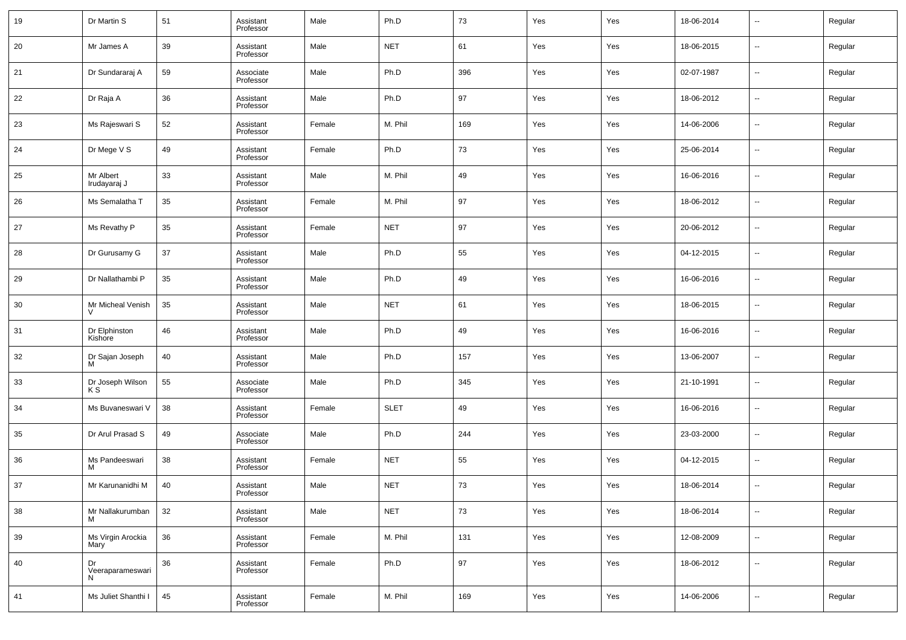| 19 | Dr Martin S | 51 | Assistant Professor | Male | Ph.D | 73 | Yes | Yes | 18-06-2014 | -- | Regular |
|---|---|---|---|---|---|---|---|---|---|---|---|
| 20 | Mr James A | 39 | Assistant Professor | Male | NET | 61 | Yes | Yes | 18-06-2015 | -- | Regular |
| 21 | Dr Sundararaj A | 59 | Associate Professor | Male | Ph.D | 396 | Yes | Yes | 02-07-1987 | -- | Regular |
| 22 | Dr Raja A | 36 | Assistant Professor | Male | Ph.D | 97 | Yes | Yes | 18-06-2012 | -- | Regular |
| 23 | Ms Rajeswari S | 52 | Assistant Professor | Female | M. Phil | 169 | Yes | Yes | 14-06-2006 | -- | Regular |
| 24 | Dr Mege V S | 49 | Assistant Professor | Female | Ph.D | 73 | Yes | Yes | 25-06-2014 | -- | Regular |
| 25 | Mr Albert Irudayaraj J | 33 | Assistant Professor | Male | M. Phil | 49 | Yes | Yes | 16-06-2016 | -- | Regular |
| 26 | Ms Semalatha T | 35 | Assistant Professor | Female | M. Phil | 97 | Yes | Yes | 18-06-2012 | -- | Regular |
| 27 | Ms Revathy P | 35 | Assistant Professor | Female | NET | 97 | Yes | Yes | 20-06-2012 | -- | Regular |
| 28 | Dr Gurusamy G | 37 | Assistant Professor | Male | Ph.D | 55 | Yes | Yes | 04-12-2015 | -- | Regular |
| 29 | Dr Nallathambi P | 35 | Assistant Professor | Male | Ph.D | 49 | Yes | Yes | 16-06-2016 | -- | Regular |
| 30 | Mr Micheal Venish V | 35 | Assistant Professor | Male | NET | 61 | Yes | Yes | 18-06-2015 | -- | Regular |
| 31 | Dr Elphinston Kishore | 46 | Assistant Professor | Male | Ph.D | 49 | Yes | Yes | 16-06-2016 | -- | Regular |
| 32 | Dr Sajan Joseph M | 40 | Assistant Professor | Male | Ph.D | 157 | Yes | Yes | 13-06-2007 | -- | Regular |
| 33 | Dr Joseph Wilson K S | 55 | Associate Professor | Male | Ph.D | 345 | Yes | Yes | 21-10-1991 | -- | Regular |
| 34 | Ms Buvaneswari V | 38 | Assistant Professor | Female | SLET | 49 | Yes | Yes | 16-06-2016 | -- | Regular |
| 35 | Dr Arul Prasad S | 49 | Associate Professor | Male | Ph.D | 244 | Yes | Yes | 23-03-2000 | -- | Regular |
| 36 | Ms Pandeeswari M | 38 | Assistant Professor | Female | NET | 55 | Yes | Yes | 04-12-2015 | -- | Regular |
| 37 | Mr Karunanidhi M | 40 | Assistant Professor | Male | NET | 73 | Yes | Yes | 18-06-2014 | -- | Regular |
| 38 | Mr Nallakurumban M | 32 | Assistant Professor | Male | NET | 73 | Yes | Yes | 18-06-2014 | -- | Regular |
| 39 | Ms Virgin Arockia Mary | 36 | Assistant Professor | Female | M. Phil | 131 | Yes | Yes | 12-08-2009 | -- | Regular |
| 40 | Dr Veeraparameswari N | 36 | Assistant Professor | Female | Ph.D | 97 | Yes | Yes | 18-06-2012 | -- | Regular |
| 41 | Ms Juliet Shanthi I | 45 | Assistant Professor | Female | M. Phil | 169 | Yes | Yes | 14-06-2006 | -- | Regular |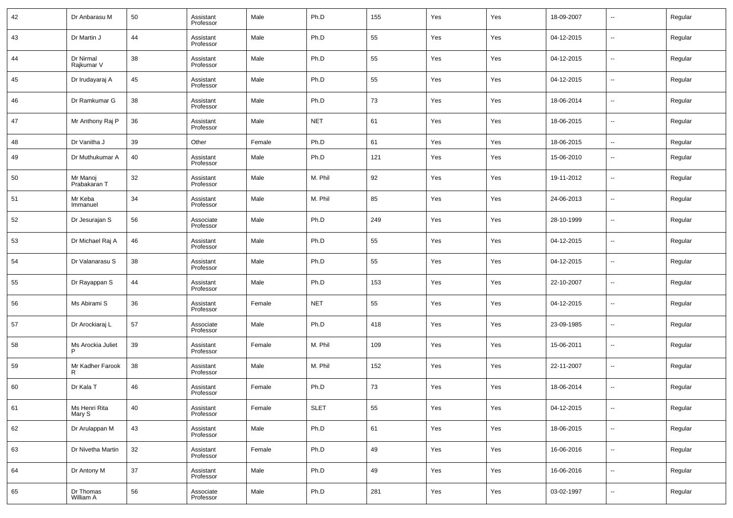| 42 | Dr Anbarasu M | 50 | Assistant Professor | Male | Ph.D | 155 | Yes | Yes | 18-09-2007 | -- | Regular |
|---|---|---|---|---|---|---|---|---|---|---|---|
| 43 | Dr Martin J | 44 | Assistant Professor | Male | Ph.D | 55 | Yes | Yes | 04-12-2015 | -- | Regular |
| 44 | Dr Nirmal Rajkumar V | 38 | Assistant Professor | Male | Ph.D | 55 | Yes | Yes | 04-12-2015 | -- | Regular |
| 45 | Dr Irudayaraj A | 45 | Assistant Professor | Male | Ph.D | 55 | Yes | Yes | 04-12-2015 | -- | Regular |
| 46 | Dr Ramkumar G | 38 | Assistant Professor | Male | Ph.D | 73 | Yes | Yes | 18-06-2014 | -- | Regular |
| 47 | Mr Anthony Raj P | 36 | Assistant Professor | Male | NET | 61 | Yes | Yes | 18-06-2015 | -- | Regular |
| 48 | Dr Vanitha J | 39 | Other | Female | Ph.D | 61 | Yes | Yes | 18-06-2015 | -- | Regular |
| 49 | Dr Muthukumar A | 40 | Assistant Professor | Male | Ph.D | 121 | Yes | Yes | 15-06-2010 | -- | Regular |
| 50 | Mr Manoj Prabakaran T | 32 | Assistant Professor | Male | M. Phil | 92 | Yes | Yes | 19-11-2012 | -- | Regular |
| 51 | Mr Keba Immanuel | 34 | Assistant Professor | Male | M. Phil | 85 | Yes | Yes | 24-06-2013 | -- | Regular |
| 52 | Dr Jesurajan S | 56 | Associate Professor | Male | Ph.D | 249 | Yes | Yes | 28-10-1999 | -- | Regular |
| 53 | Dr Michael Raj A | 46 | Assistant Professor | Male | Ph.D | 55 | Yes | Yes | 04-12-2015 | -- | Regular |
| 54 | Dr Valanarasu S | 38 | Assistant Professor | Male | Ph.D | 55 | Yes | Yes | 04-12-2015 | -- | Regular |
| 55 | Dr Rayappan S | 44 | Assistant Professor | Male | Ph.D | 153 | Yes | Yes | 22-10-2007 | -- | Regular |
| 56 | Ms Abirami S | 36 | Assistant Professor | Female | NET | 55 | Yes | Yes | 04-12-2015 | -- | Regular |
| 57 | Dr Arockiaraj L | 57 | Associate Professor | Male | Ph.D | 418 | Yes | Yes | 23-09-1985 | -- | Regular |
| 58 | Ms Arockia Juliet P | 39 | Assistant Professor | Female | M. Phil | 109 | Yes | Yes | 15-06-2011 | -- | Regular |
| 59 | Mr Kadher Farook R | 38 | Assistant Professor | Male | M. Phil | 152 | Yes | Yes | 22-11-2007 | -- | Regular |
| 60 | Dr Kala T | 46 | Assistant Professor | Female | Ph.D | 73 | Yes | Yes | 18-06-2014 | -- | Regular |
| 61 | Ms Henri Rita Mary S | 40 | Assistant Professor | Female | SLET | 55 | Yes | Yes | 04-12-2015 | -- | Regular |
| 62 | Dr Arulappan M | 43 | Assistant Professor | Male | Ph.D | 61 | Yes | Yes | 18-06-2015 | -- | Regular |
| 63 | Dr Nivetha Martin | 32 | Assistant Professor | Female | Ph.D | 49 | Yes | Yes | 16-06-2016 | -- | Regular |
| 64 | Dr Antony M | 37 | Assistant Professor | Male | Ph.D | 49 | Yes | Yes | 16-06-2016 | -- | Regular |
| 65 | Dr Thomas William A | 56 | Associate Professor | Male | Ph.D | 281 | Yes | Yes | 03-02-1997 | -- | Regular |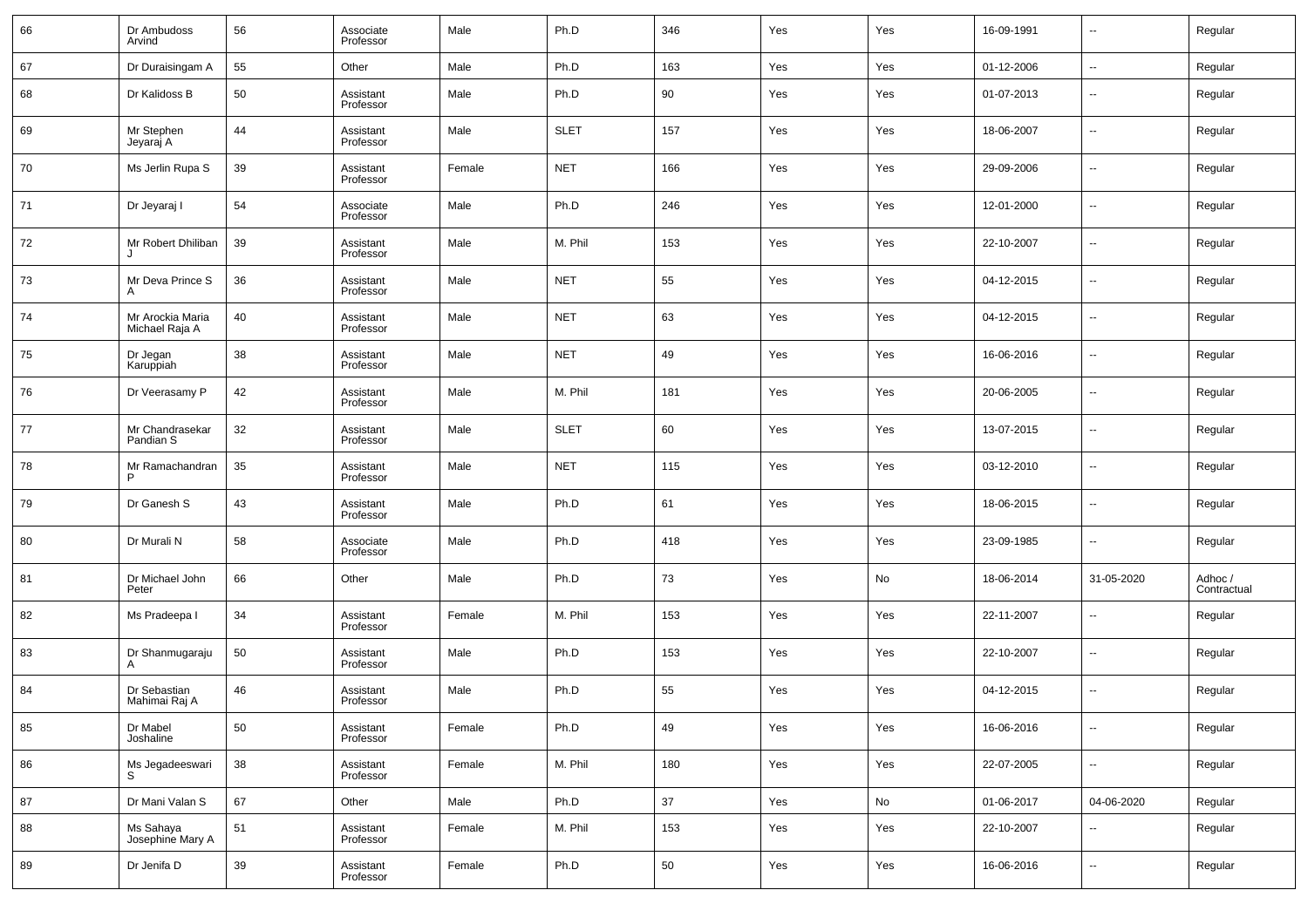| 66 | Dr Ambudoss Arvind | 56 | Associate Professor | Male | Ph.D | 346 | Yes | Yes | 16-09-1991 | -- | Regular |
|---|---|---|---|---|---|---|---|---|---|---|---|
| 67 | Dr Duraisingam A | 55 | Other | Male | Ph.D | 163 | Yes | Yes | 01-12-2006 | -- | Regular |
| 68 | Dr Kalidoss B | 50 | Assistant Professor | Male | Ph.D | 90 | Yes | Yes | 01-07-2013 | -- | Regular |
| 69 | Mr Stephen Jeyaraj A | 44 | Assistant Professor | Male | SLET | 157 | Yes | Yes | 18-06-2007 | -- | Regular |
| 70 | Ms Jerlin Rupa S | 39 | Assistant Professor | Female | NET | 166 | Yes | Yes | 29-09-2006 | -- | Regular |
| 71 | Dr Jeyaraj I | 54 | Associate Professor | Male | Ph.D | 246 | Yes | Yes | 12-01-2000 | -- | Regular |
| 72 | Mr Robert Dhiliban J | 39 | Assistant Professor | Male | M. Phil | 153 | Yes | Yes | 22-10-2007 | -- | Regular |
| 73 | Mr Deva Prince S A | 36 | Assistant Professor | Male | NET | 55 | Yes | Yes | 04-12-2015 | -- | Regular |
| 74 | Mr Arockia Maria Michael Raja A | 40 | Assistant Professor | Male | NET | 63 | Yes | Yes | 04-12-2015 | -- | Regular |
| 75 | Dr Jegan Karuppiah | 38 | Assistant Professor | Male | NET | 49 | Yes | Yes | 16-06-2016 | -- | Regular |
| 76 | Dr Veerasamy P | 42 | Assistant Professor | Male | M. Phil | 181 | Yes | Yes | 20-06-2005 | -- | Regular |
| 77 | Mr Chandrasekar Pandian S | 32 | Assistant Professor | Male | SLET | 60 | Yes | Yes | 13-07-2015 | -- | Regular |
| 78 | Mr Ramachandran P | 35 | Assistant Professor | Male | NET | 115 | Yes | Yes | 03-12-2010 | -- | Regular |
| 79 | Dr Ganesh S | 43 | Assistant Professor | Male | Ph.D | 61 | Yes | Yes | 18-06-2015 | -- | Regular |
| 80 | Dr Murali N | 58 | Associate Professor | Male | Ph.D | 418 | Yes | Yes | 23-09-1985 | -- | Regular |
| 81 | Dr Michael John Peter | 66 | Other | Male | Ph.D | 73 | Yes | No | 18-06-2014 | 31-05-2020 | Adhoc / Contractual |
| 82 | Ms Pradeepa I | 34 | Assistant Professor | Female | M. Phil | 153 | Yes | Yes | 22-11-2007 | -- | Regular |
| 83 | Dr Shanmugaraju A | 50 | Assistant Professor | Male | Ph.D | 153 | Yes | Yes | 22-10-2007 | -- | Regular |
| 84 | Dr Sebastian Mahimai Raj A | 46 | Assistant Professor | Male | Ph.D | 55 | Yes | Yes | 04-12-2015 | -- | Regular |
| 85 | Dr Mabel Joshaline | 50 | Assistant Professor | Female | Ph.D | 49 | Yes | Yes | 16-06-2016 | -- | Regular |
| 86 | Ms Jegadeeswari S | 38 | Assistant Professor | Female | M. Phil | 180 | Yes | Yes | 22-07-2005 | -- | Regular |
| 87 | Dr Mani Valan S | 67 | Other | Male | Ph.D | 37 | Yes | No | 01-06-2017 | 04-06-2020 | Regular |
| 88 | Ms Sahaya Josephine Mary A | 51 | Assistant Professor | Female | M. Phil | 153 | Yes | Yes | 22-10-2007 | -- | Regular |
| 89 | Dr Jenifa D | 39 | Assistant Professor | Female | Ph.D | 50 | Yes | Yes | 16-06-2016 | -- | Regular |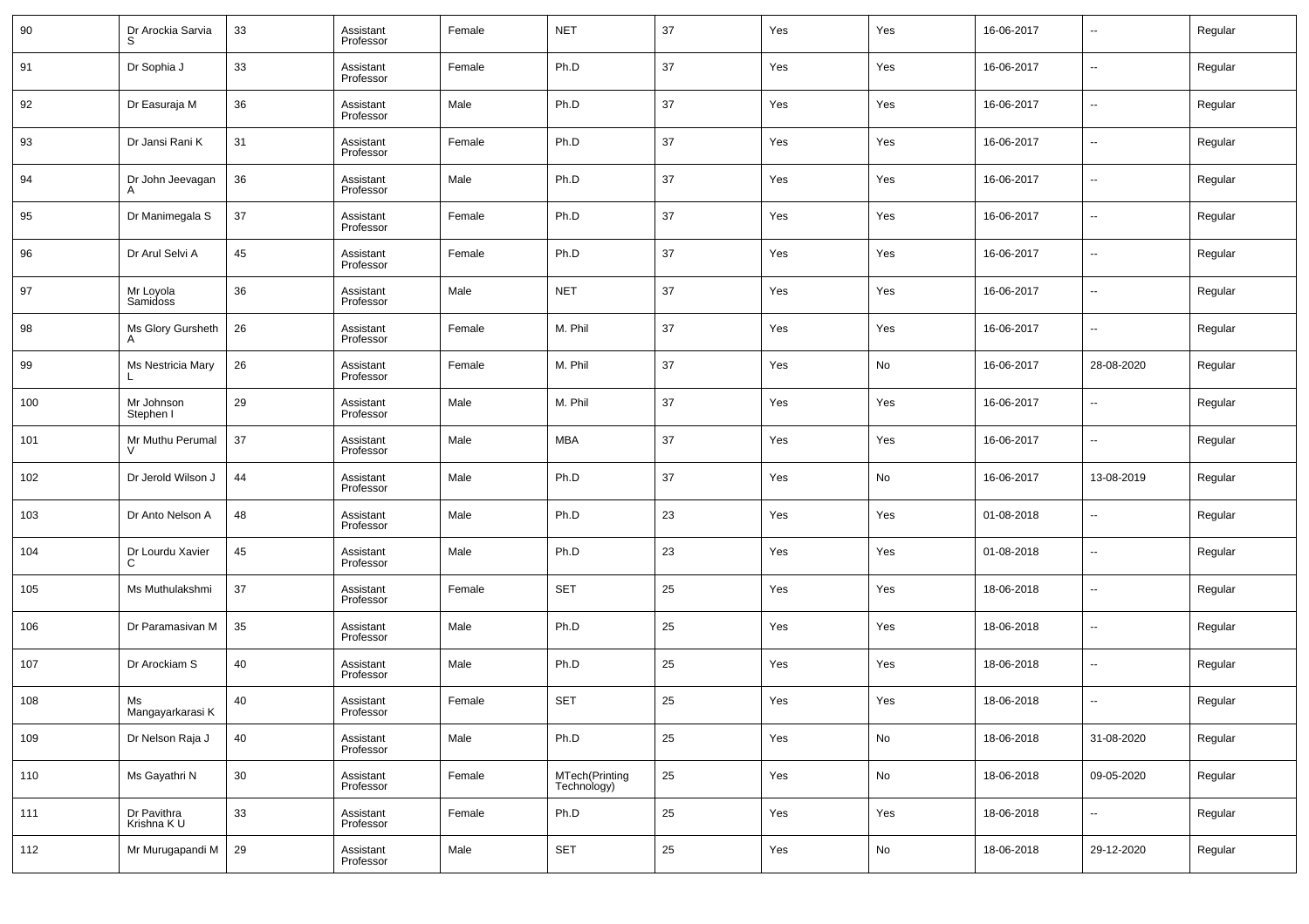| | | | | | | | | | | | |
|---|---|---|---|---|---|---|---|---|---|---|---|
| 90 | Dr Arockia Sarvia S | 33 | Assistant Professor | Female | NET | 37 | Yes | Yes | 16-06-2017 | -- | Regular |
| 91 | Dr Sophia J | 33 | Assistant Professor | Female | Ph.D | 37 | Yes | Yes | 16-06-2017 | -- | Regular |
| 92 | Dr Easuraja M | 36 | Assistant Professor | Male | Ph.D | 37 | Yes | Yes | 16-06-2017 | -- | Regular |
| 93 | Dr Jansi Rani K | 31 | Assistant Professor | Female | Ph.D | 37 | Yes | Yes | 16-06-2017 | -- | Regular |
| 94 | Dr John Jeevagan A | 36 | Assistant Professor | Male | Ph.D | 37 | Yes | Yes | 16-06-2017 | -- | Regular |
| 95 | Dr Manimegala S | 37 | Assistant Professor | Female | Ph.D | 37 | Yes | Yes | 16-06-2017 | -- | Regular |
| 96 | Dr Arul Selvi A | 45 | Assistant Professor | Female | Ph.D | 37 | Yes | Yes | 16-06-2017 | -- | Regular |
| 97 | Mr Loyola Samidoss | 36 | Assistant Professor | Male | NET | 37 | Yes | Yes | 16-06-2017 | -- | Regular |
| 98 | Ms Glory Gursheth A | 26 | Assistant Professor | Female | M. Phil | 37 | Yes | Yes | 16-06-2017 | -- | Regular |
| 99 | Ms Nestricia Mary L | 26 | Assistant Professor | Female | M. Phil | 37 | Yes | No | 16-06-2017 | 28-08-2020 | Regular |
| 100 | Mr Johnson Stephen I | 29 | Assistant Professor | Male | M. Phil | 37 | Yes | Yes | 16-06-2017 | -- | Regular |
| 101 | Mr Muthu Perumal V | 37 | Assistant Professor | Male | MBA | 37 | Yes | Yes | 16-06-2017 | -- | Regular |
| 102 | Dr Jerold Wilson J | 44 | Assistant Professor | Male | Ph.D | 37 | Yes | No | 16-06-2017 | 13-08-2019 | Regular |
| 103 | Dr Anto Nelson A | 48 | Assistant Professor | Male | Ph.D | 23 | Yes | Yes | 01-08-2018 | -- | Regular |
| 104 | Dr Lourdu Xavier C | 45 | Assistant Professor | Male | Ph.D | 23 | Yes | Yes | 01-08-2018 | -- | Regular |
| 105 | Ms Muthulakshmi | 37 | Assistant Professor | Female | SET | 25 | Yes | Yes | 18-06-2018 | -- | Regular |
| 106 | Dr Paramasivan M | 35 | Assistant Professor | Male | Ph.D | 25 | Yes | Yes | 18-06-2018 | -- | Regular |
| 107 | Dr Arockiam S | 40 | Assistant Professor | Male | Ph.D | 25 | Yes | Yes | 18-06-2018 | -- | Regular |
| 108 | Ms Mangayarkarasi K | 40 | Assistant Professor | Female | SET | 25 | Yes | Yes | 18-06-2018 | -- | Regular |
| 109 | Dr Nelson Raja J | 40 | Assistant Professor | Male | Ph.D | 25 | Yes | No | 18-06-2018 | 31-08-2020 | Regular |
| 110 | Ms Gayathri N | 30 | Assistant Professor | Female | MTech(Printing Technology) | 25 | Yes | No | 18-06-2018 | 09-05-2020 | Regular |
| 111 | Dr Pavithra Krishna K U | 33 | Assistant Professor | Female | Ph.D | 25 | Yes | Yes | 18-06-2018 | -- | Regular |
| 112 | Mr Murugapandi M | 29 | Assistant Professor | Male | SET | 25 | Yes | No | 18-06-2018 | 29-12-2020 | Regular |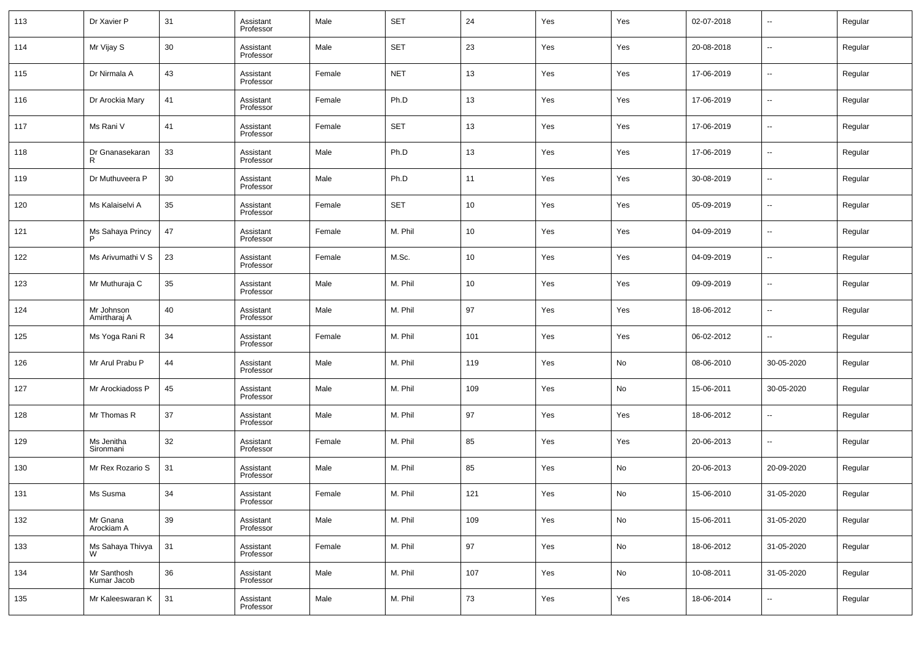| 113 | Dr Xavier P | 31 | Assistant Professor | Male | SET | 24 | Yes | Yes | 02-07-2018 | -- | Regular |
|---|---|---|---|---|---|---|---|---|---|---|---|
| 114 | Mr Vijay S | 30 | Assistant Professor | Male | SET | 23 | Yes | Yes | 20-08-2018 | -- | Regular |
| 115 | Dr Nirmala A | 43 | Assistant Professor | Female | NET | 13 | Yes | Yes | 17-06-2019 | -- | Regular |
| 116 | Dr Arockia Mary | 41 | Assistant Professor | Female | Ph.D | 13 | Yes | Yes | 17-06-2019 | -- | Regular |
| 117 | Ms Rani V | 41 | Assistant Professor | Female | SET | 13 | Yes | Yes | 17-06-2019 | -- | Regular |
| 118 | Dr Gnanasekaran R | 33 | Assistant Professor | Male | Ph.D | 13 | Yes | Yes | 17-06-2019 | -- | Regular |
| 119 | Dr Muthuveera P | 30 | Assistant Professor | Male | Ph.D | 11 | Yes | Yes | 30-08-2019 | -- | Regular |
| 120 | Ms Kalaiselvi A | 35 | Assistant Professor | Female | SET | 10 | Yes | Yes | 05-09-2019 | -- | Regular |
| 121 | Ms Sahaya Princy P | 47 | Assistant Professor | Female | M. Phil | 10 | Yes | Yes | 04-09-2019 | -- | Regular |
| 122 | Ms Arivumathi V S | 23 | Assistant Professor | Female | M.Sc. | 10 | Yes | Yes | 04-09-2019 | -- | Regular |
| 123 | Mr Muthuraja C | 35 | Assistant Professor | Male | M. Phil | 10 | Yes | Yes | 09-09-2019 | -- | Regular |
| 124 | Mr Johnson Amirtharaj A | 40 | Assistant Professor | Male | M. Phil | 97 | Yes | Yes | 18-06-2012 | -- | Regular |
| 125 | Ms Yoga Rani R | 34 | Assistant Professor | Female | M. Phil | 101 | Yes | Yes | 06-02-2012 | -- | Regular |
| 126 | Mr Arul Prabu P | 44 | Assistant Professor | Male | M. Phil | 119 | Yes | No | 08-06-2010 | 30-05-2020 | Regular |
| 127 | Mr Arockiadoss P | 45 | Assistant Professor | Male | M. Phil | 109 | Yes | No | 15-06-2011 | 30-05-2020 | Regular |
| 128 | Mr Thomas R | 37 | Assistant Professor | Male | M. Phil | 97 | Yes | Yes | 18-06-2012 | -- | Regular |
| 129 | Ms Jenitha Sironmani | 32 | Assistant Professor | Female | M. Phil | 85 | Yes | Yes | 20-06-2013 | -- | Regular |
| 130 | Mr Rex Rozario S | 31 | Assistant Professor | Male | M. Phil | 85 | Yes | No | 20-06-2013 | 20-09-2020 | Regular |
| 131 | Ms Susma | 34 | Assistant Professor | Female | M. Phil | 121 | Yes | No | 15-06-2010 | 31-05-2020 | Regular |
| 132 | Mr Gnana Arockiam A | 39 | Assistant Professor | Male | M. Phil | 109 | Yes | No | 15-06-2011 | 31-05-2020 | Regular |
| 133 | Ms Sahaya Thivya W | 31 | Assistant Professor | Female | M. Phil | 97 | Yes | No | 18-06-2012 | 31-05-2020 | Regular |
| 134 | Mr Santhosh Kumar Jacob | 36 | Assistant Professor | Male | M. Phil | 107 | Yes | No | 10-08-2011 | 31-05-2020 | Regular |
| 135 | Mr Kaleeswaran K | 31 | Assistant Professor | Male | M. Phil | 73 | Yes | Yes | 18-06-2014 | -- | Regular |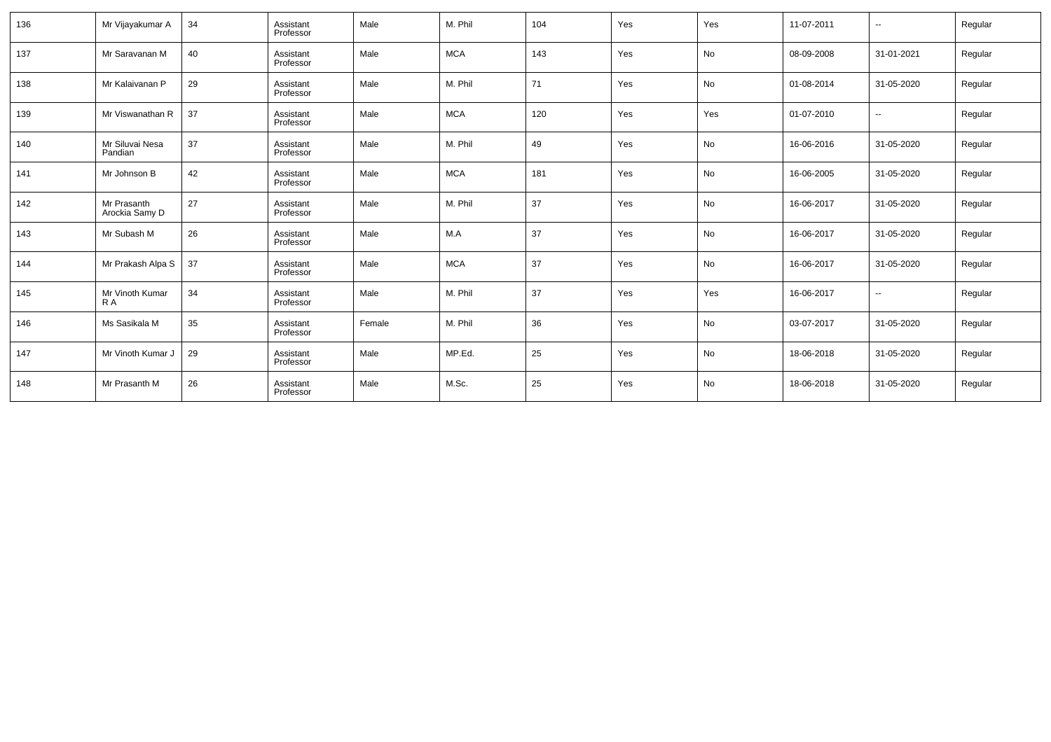| | | | | | | | | | | | |
|---|---|---|---|---|---|---|---|---|---|---|---|
| 136 | Mr Vijayakumar A | 34 | Assistant Professor | Male | M. Phil | 104 | Yes | Yes | 11-07-2011 | -- | Regular |
| 137 | Mr Saravanan M | 40 | Assistant Professor | Male | MCA | 143 | Yes | No | 08-09-2008 | 31-01-2021 | Regular |
| 138 | Mr Kalaivanan P | 29 | Assistant Professor | Male | M. Phil | 71 | Yes | No | 01-08-2014 | 31-05-2020 | Regular |
| 139 | Mr Viswanathan R | 37 | Assistant Professor | Male | MCA | 120 | Yes | Yes | 01-07-2010 | -- | Regular |
| 140 | Mr Siluvai Nesa Pandian | 37 | Assistant Professor | Male | M. Phil | 49 | Yes | No | 16-06-2016 | 31-05-2020 | Regular |
| 141 | Mr Johnson B | 42 | Assistant Professor | Male | MCA | 181 | Yes | No | 16-06-2005 | 31-05-2020 | Regular |
| 142 | Mr Prasanth Arockia Samy D | 27 | Assistant Professor | Male | M. Phil | 37 | Yes | No | 16-06-2017 | 31-05-2020 | Regular |
| 143 | Mr Subash M | 26 | Assistant Professor | Male | M.A | 37 | Yes | No | 16-06-2017 | 31-05-2020 | Regular |
| 144 | Mr Prakash Alpa S | 37 | Assistant Professor | Male | MCA | 37 | Yes | No | 16-06-2017 | 31-05-2020 | Regular |
| 145 | Mr Vinoth Kumar R A | 34 | Assistant Professor | Male | M. Phil | 37 | Yes | Yes | 16-06-2017 | -- | Regular |
| 146 | Ms Sasikala M | 35 | Assistant Professor | Female | M. Phil | 36 | Yes | No | 03-07-2017 | 31-05-2020 | Regular |
| 147 | Mr Vinoth Kumar J | 29 | Assistant Professor | Male | MP.Ed. | 25 | Yes | No | 18-06-2018 | 31-05-2020 | Regular |
| 148 | Mr Prasanth M | 26 | Assistant Professor | Male | M.Sc. | 25 | Yes | No | 18-06-2018 | 31-05-2020 | Regular |